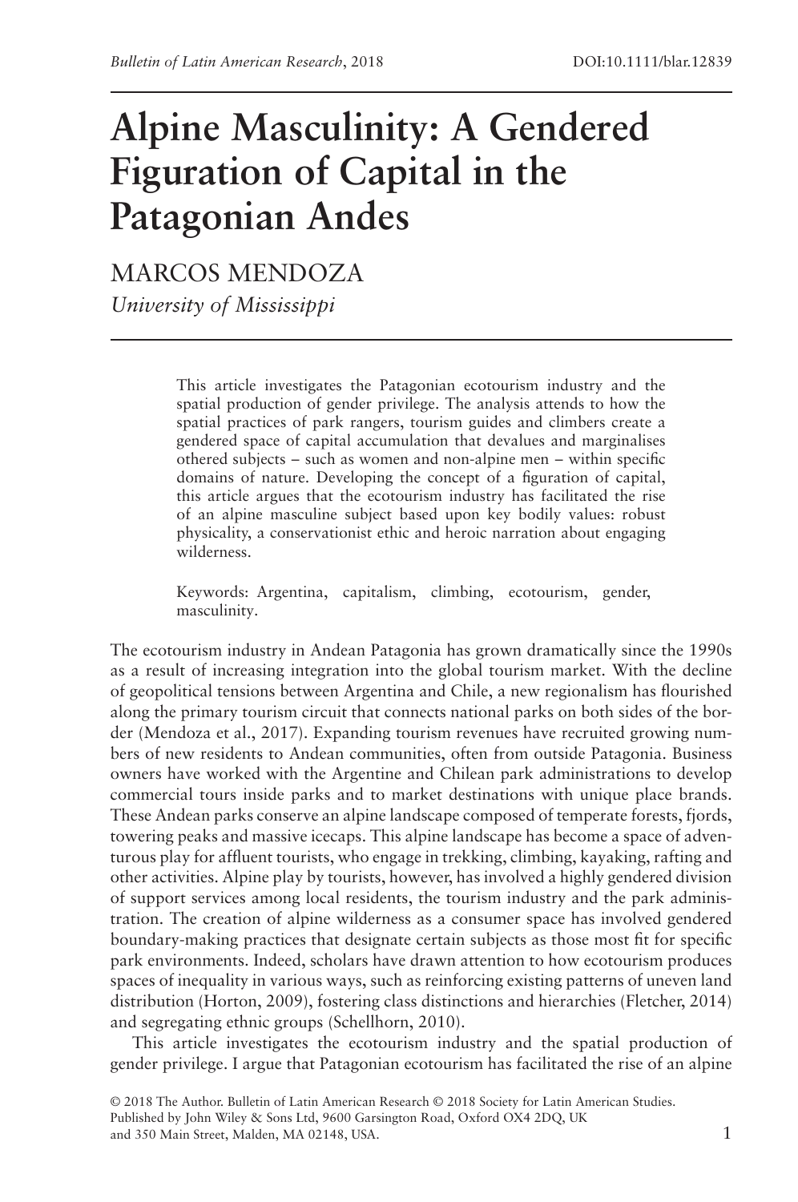# Alpine Masculinity: A Gendered Figuration of Capital in the Patagonian Andes

MARCOS MENDOZA

*University of Mississippi*

This article investigates the Patagonian ecotourism industry and the spatial production of gender privilege. The analysis attends to how the spatial practices of park rangers, tourism guides and climbers create a gendered space of capital accumulation that devalues and marginalises othered subjects – such as women and non-alpine men – within specific domains of nature. Developing the concept of a figuration of capital, this article argues that the ecotourism industry has facilitated the rise of an alpine masculine subject based upon key bodily values: robust physicality, a conservationist ethic and heroic narration about engaging wilderness.

Keywords: Argentina, capitalism, climbing, ecotourism, gender, masculinity.

The ecotourism industry in Andean Patagonia has grown dramatically since the 1990s as a result of increasing integration into the global tourism market. With the decline of geopolitical tensions between Argentina and Chile, a new regionalism has flourished along the primary tourism circuit that connects national parks on both sides of the border (Mendoza et al., 2017). Expanding tourism revenues have recruited growing numbers of new residents to Andean communities, often from outside Patagonia. Business owners have worked with the Argentine and Chilean park administrations to develop commercial tours inside parks and to market destinations with unique place brands. These Andean parks conserve an alpine landscape composed of temperate forests, fjords, towering peaks and massive icecaps. This alpine landscape has become a space of adventurous play for affluent tourists, who engage in trekking, climbing, kayaking, rafting and other activities. Alpine play by tourists, however, has involved a highly gendered division of support services among local residents, the tourism industry and the park administration. The creation of alpine wilderness as a consumer space has involved gendered boundary-making practices that designate certain subjects as those most fit for specific park environments. Indeed, scholars have drawn attention to how ecotourism produces spaces of inequality in various ways, such as reinforcing existing patterns of uneven land distribution (Horton, 2009), fostering class distinctions and hierarchies (Fletcher, 2014) and segregating ethnic groups (Schellhorn, 2010).

This article investigates the ecotourism industry and the spatial production of gender privilege. I argue that Patagonian ecotourism has facilitated the rise of an alpine

© 2018 The Author. Bulletin of Latin American Research © 2018 Society for Latin American Studies. Published by John Wiley & Sons Ltd, 9600 Garsington Road, Oxford OX4 2DQ, UK and 350 Main Street, Malden, MA 02148, USA.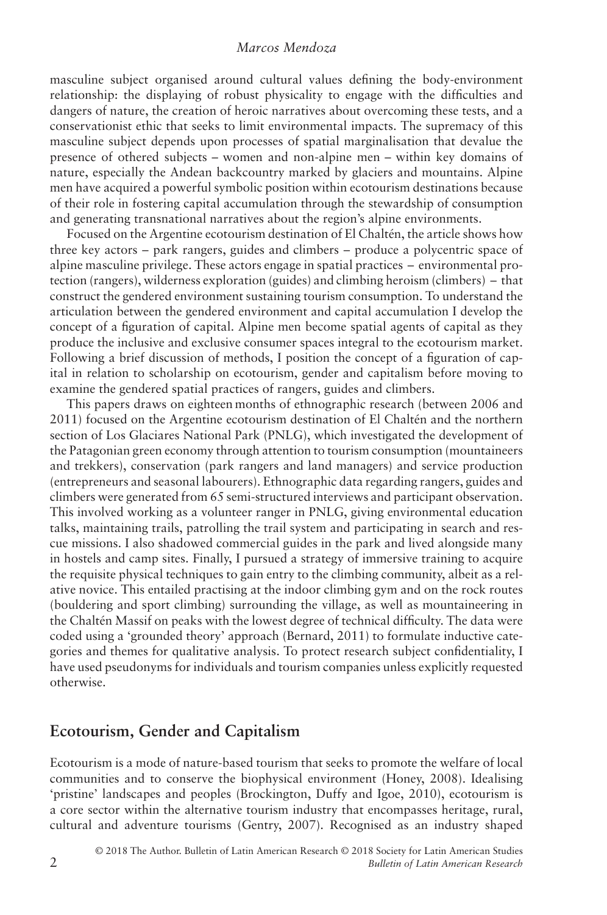masculine subject organised around cultural values defining the body-environment relationship: the displaying of robust physicality to engage with the difficulties and dangers of nature, the creation of heroic narratives about overcoming these tests, and a conservationist ethic that seeks to limit environmental impacts. The supremacy of this masculine subject depends upon processes of spatial marginalisation that devalue the presence of othered subjects – women and non-alpine men – within key domains of nature, especially the Andean backcountry marked by glaciers and mountains. Alpine men have acquired a powerful symbolic position within ecotourism destinations because of their role in fostering capital accumulation through the stewardship of consumption and generating transnational narratives about the region's alpine environments.

Focused on the Argentine ecotourism destination of El Chaltén, the article shows how three key actors – park rangers, guides and climbers – produce a polycentric space of alpine masculine privilege. These actors engage in spatial practices – environmental protection (rangers), wilderness exploration (guides) and climbing heroism (climbers) – that construct the gendered environment sustaining tourism consumption. To understand the articulation between the gendered environment and capital accumulation I develop the concept of a figuration of capital. Alpine men become spatial agents of capital as they produce the inclusive and exclusive consumer spaces integral to the ecotourism market. Following a brief discussion of methods, I position the concept of a figuration of capital in relation to scholarship on ecotourism, gender and capitalism before moving to examine the gendered spatial practices of rangers, guides and climbers.

This papers draws on eighteen months of ethnographic research (between 2006 and 2011) focused on the Argentine ecotourism destination of El Chaltén and the northern section of Los Glaciares National Park (PNLG), which investigated the development of the Patagonian green economy through attention to tourism consumption (mountaineers and trekkers), conservation (park rangers and land managers) and service production (entrepreneurs and seasonal labourers). Ethnographic data regarding rangers, guides and climbers were generated from 65 semi-structured interviews and participant observation. This involved working as a volunteer ranger in PNLG, giving environmental education talks, maintaining trails, patrolling the trail system and participating in search and rescue missions. I also shadowed commercial guides in the park and lived alongside many in hostels and camp sites. Finally, I pursued a strategy of immersive training to acquire the requisite physical techniques to gain entry to the climbing community, albeit as a relative novice. This entailed practising at the indoor climbing gym and on the rock routes (bouldering and sport climbing) surrounding the village, as well as mountaineering in the Chaltén Massif on peaks with the lowest degree of technical difficulty. The data were coded using a 'grounded theory' approach (Bernard, 2011) to formulate inductive categories and themes for qualitative analysis. To protect research subject confidentiality, I have used pseudonyms for individuals and tourism companies unless explicitly requested otherwise.

## Ecotourism, Gender and Capitalism

Ecotourism is a mode of nature-based tourism that seeks to promote the welfare of local communities and to conserve the biophysical environment (Honey, 2008). Idealising 'pristine' landscapes and peoples (Brockington, Duffy and Igoe, 2010), ecotourism is a core sector within the alternative tourism industry that encompasses heritage, rural, cultural and adventure tourisms (Gentry, 2007). Recognised as an industry shaped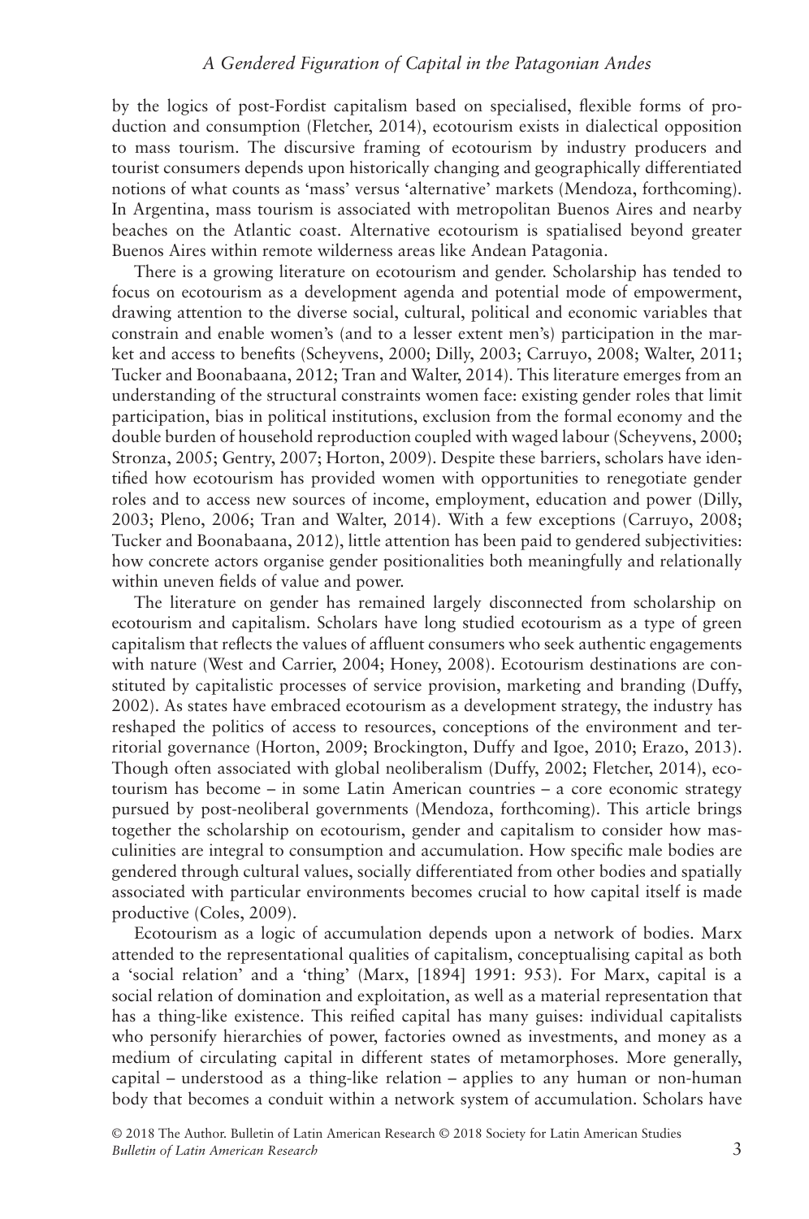by the logics of post-Fordist capitalism based on specialised, flexible forms of production and consumption (Fletcher, 2014), ecotourism exists in dialectical opposition to mass tourism. The discursive framing of ecotourism by industry producers and tourist consumers depends upon historically changing and geographically differentiated notions of what counts as 'mass' versus 'alternative' markets (Mendoza, forthcoming). In Argentina, mass tourism is associated with metropolitan Buenos Aires and nearby beaches on the Atlantic coast. Alternative ecotourism is spatialised beyond greater Buenos Aires within remote wilderness areas like Andean Patagonia.

There is a growing literature on ecotourism and gender. Scholarship has tended to focus on ecotourism as a development agenda and potential mode of empowerment, drawing attention to the diverse social, cultural, political and economic variables that constrain and enable women's (and to a lesser extent men's) participation in the market and access to benefits (Scheyvens, 2000; Dilly, 2003; Carruyo, 2008; Walter, 2011; Tucker and Boonabaana, 2012; Tran and Walter, 2014). This literature emerges from an understanding of the structural constraints women face: existing gender roles that limit participation, bias in political institutions, exclusion from the formal economy and the double burden of household reproduction coupled with waged labour (Scheyvens, 2000; Stronza, 2005; Gentry, 2007; Horton, 2009). Despite these barriers, scholars have identified how ecotourism has provided women with opportunities to renegotiate gender roles and to access new sources of income, employment, education and power (Dilly, 2003; Pleno, 2006; Tran and Walter, 2014). With a few exceptions (Carruyo, 2008; Tucker and Boonabaana, 2012), little attention has been paid to gendered subjectivities: how concrete actors organise gender positionalities both meaningfully and relationally within uneven fields of value and power.

The literature on gender has remained largely disconnected from scholarship on ecotourism and capitalism. Scholars have long studied ecotourism as a type of green capitalism that reflects the values of affluent consumers who seek authentic engagements with nature (West and Carrier, 2004; Honey, 2008). Ecotourism destinations are constituted by capitalistic processes of service provision, marketing and branding (Duffy, 2002). As states have embraced ecotourism as a development strategy, the industry has reshaped the politics of access to resources, conceptions of the environment and territorial governance (Horton, 2009; Brockington, Duffy and Igoe, 2010; Erazo, 2013). Though often associated with global neoliberalism (Duffy, 2002; Fletcher, 2014), ecotourism has become – in some Latin American countries – a core economic strategy pursued by post-neoliberal governments (Mendoza, forthcoming). This article brings together the scholarship on ecotourism, gender and capitalism to consider how masculinities are integral to consumption and accumulation. How specific male bodies are gendered through cultural values, socially differentiated from other bodies and spatially associated with particular environments becomes crucial to how capital itself is made productive (Coles, 2009).

Ecotourism as a logic of accumulation depends upon a network of bodies. Marx attended to the representational qualities of capitalism, conceptualising capital as both a 'social relation' and a 'thing' (Marx, [1894] 1991: 953). For Marx, capital is a social relation of domination and exploitation, as well as a material representation that has a thing-like existence. This reified capital has many guises: individual capitalists who personify hierarchies of power, factories owned as investments, and money as a medium of circulating capital in different states of metamorphoses. More generally, capital – understood as a thing-like relation – applies to any human or non-human body that becomes a conduit within a network system of accumulation. Scholars have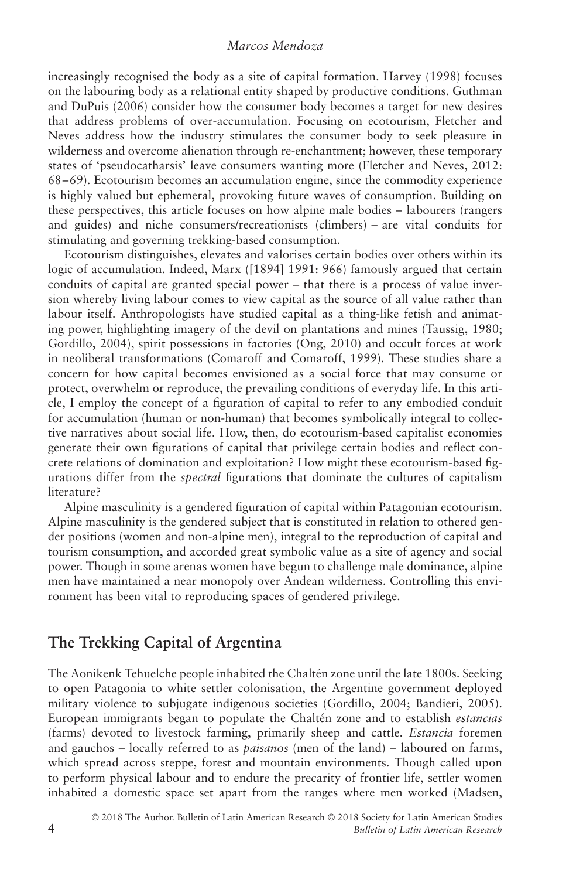increasingly recognised the body as a site of capital formation. Harvey (1998) focuses on the labouring body as a relational entity shaped by productive conditions. Guthman and DuPuis (2006) consider how the consumer body becomes a target for new desires that address problems of over-accumulation. Focusing on ecotourism, Fletcher and Neves address how the industry stimulates the consumer body to seek pleasure in wilderness and overcome alienation through re-enchantment; however, these temporary states of 'pseudocatharsis' leave consumers wanting more (Fletcher and Neves, 2012: 68–69). Ecotourism becomes an accumulation engine, since the commodity experience is highly valued but ephemeral, provoking future waves of consumption. Building on these perspectives, this article focuses on how alpine male bodies – labourers (rangers and guides) and niche consumers/recreationists (climbers) – are vital conduits for stimulating and governing trekking-based consumption.

Ecotourism distinguishes, elevates and valorises certain bodies over others within its logic of accumulation. Indeed, Marx ([1894] 1991: 966) famously argued that certain conduits of capital are granted special power – that there is a process of value inversion whereby living labour comes to view capital as the source of all value rather than labour itself. Anthropologists have studied capital as a thing-like fetish and animating power, highlighting imagery of the devil on plantations and mines (Taussig, 1980; Gordillo, 2004), spirit possessions in factories (Ong, 2010) and occult forces at work in neoliberal transformations (Comaroff and Comaroff, 1999). These studies share a concern for how capital becomes envisioned as a social force that may consume or protect, overwhelm or reproduce, the prevailing conditions of everyday life. In this article, I employ the concept of a figuration of capital to refer to any embodied conduit for accumulation (human or non-human) that becomes symbolically integral to collective narratives about social life. How, then, do ecotourism-based capitalist economies generate their own figurations of capital that privilege certain bodies and reflect concrete relations of domination and exploitation? How might these ecotourism-based figurations differ from the *spectral* figurations that dominate the cultures of capitalism literature?

Alpine masculinity is a gendered figuration of capital within Patagonian ecotourism. Alpine masculinity is the gendered subject that is constituted in relation to othered gender positions (women and non-alpine men), integral to the reproduction of capital and tourism consumption, and accorded great symbolic value as a site of agency and social power. Though in some arenas women have begun to challenge male dominance, alpine men have maintained a near monopoly over Andean wilderness. Controlling this environment has been vital to reproducing spaces of gendered privilege.

## The Trekking Capital of Argentina

The Aonikenk Tehuelche people inhabited the Chaltén zone until the late 1800s. Seeking to open Patagonia to white settler colonisation, the Argentine government deployed military violence to subjugate indigenous societies (Gordillo, 2004; Bandieri, 2005). European immigrants began to populate the Chaltén zone and to establish *estancias* (farms) devoted to livestock farming, primarily sheep and cattle. *Estancia* foremen and gauchos – locally referred to as *paisanos* (men of the land) – laboured on farms, which spread across steppe, forest and mountain environments. Though called upon to perform physical labour and to endure the precarity of frontier life, settler women inhabited a domestic space set apart from the ranges where men worked (Madsen,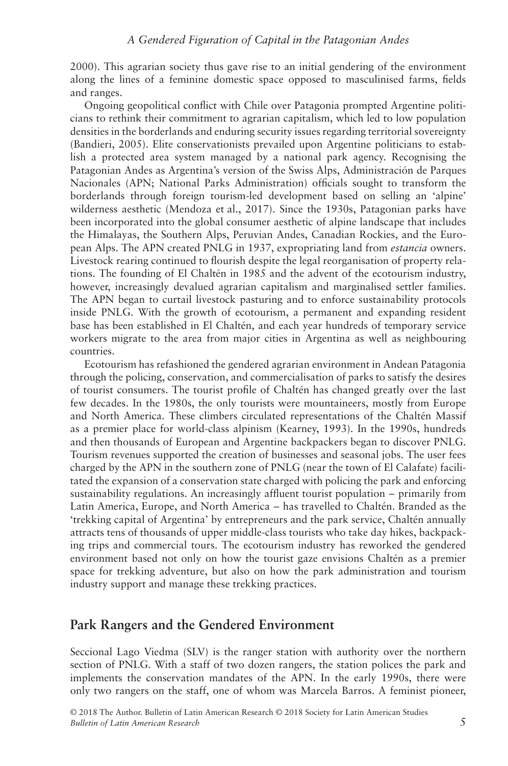2000). This agrarian society thus gave rise to an initial gendering of the environment along the lines of a feminine domestic space opposed to masculinised farms, fields and ranges.

Ongoing geopolitical conflict with Chile over Patagonia prompted Argentine politicians to rethink their commitment to agrarian capitalism, which led to low population densities in the borderlands and enduring security issues regarding territorial sovereignty (Bandieri, 2005). Elite conservationists prevailed upon Argentine politicians to establish a protected area system managed by a national park agency. Recognising the Patagonian Andes as Argentina's version of the Swiss Alps, Administración de Parques Nacionales (APN; National Parks Administration) officials sought to transform the borderlands through foreign tourism-led development based on selling an 'alpine' wilderness aesthetic (Mendoza et al., 2017). Since the 1930s, Patagonian parks have been incorporated into the global consumer aesthetic of alpine landscape that includes the Himalayas, the Southern Alps, Peruvian Andes, Canadian Rockies, and the European Alps. The APN created PNLG in 1937, expropriating land from *estancia* owners. Livestock rearing continued to flourish despite the legal reorganisation of property relations. The founding of El Chaltén in 1985 and the advent of the ecotourism industry, however, increasingly devalued agrarian capitalism and marginalised settler families. The APN began to curtail livestock pasturing and to enforce sustainability protocols inside PNLG. With the growth of ecotourism, a permanent and expanding resident base has been established in El Chaltén, and each year hundreds of temporary service workers migrate to the area from major cities in Argentina as well as neighbouring countries.

Ecotourism has refashioned the gendered agrarian environment in Andean Patagonia through the policing, conservation, and commercialisation of parks to satisfy the desires of tourist consumers. The tourist profile of Chaltén has changed greatly over the last few decades. In the 1980s, the only tourists were mountaineers, mostly from Europe and North America. These climbers circulated representations of the Chaltén Massif as a premier place for world-class alpinism (Kearney, 1993). In the 1990s, hundreds and then thousands of European and Argentine backpackers began to discover PNLG. Tourism revenues supported the creation of businesses and seasonal jobs. The user fees charged by the APN in the southern zone of PNLG (near the town of El Calafate) facilitated the expansion of a conservation state charged with policing the park and enforcing sustainability regulations. An increasingly affluent tourist population – primarily from Latin America, Europe, and North America – has travelled to Chaltén. Branded as the 'trekking capital of Argentina' by entrepreneurs and the park service, Chaltén annually attracts tens of thousands of upper middle-class tourists who take day hikes, backpacking trips and commercial tours. The ecotourism industry has reworked the gendered environment based not only on how the tourist gaze envisions Chaltén as a premier space for trekking adventure, but also on how the park administration and tourism industry support and manage these trekking practices.

## Park Rangers and the Gendered Environment

Seccional Lago Viedma (SLV) is the ranger station with authority over the northern section of PNLG. With a staff of two dozen rangers, the station polices the park and implements the conservation mandates of the APN. In the early 1990s, there were only two rangers on the staff, one of whom was Marcela Barros. A feminist pioneer,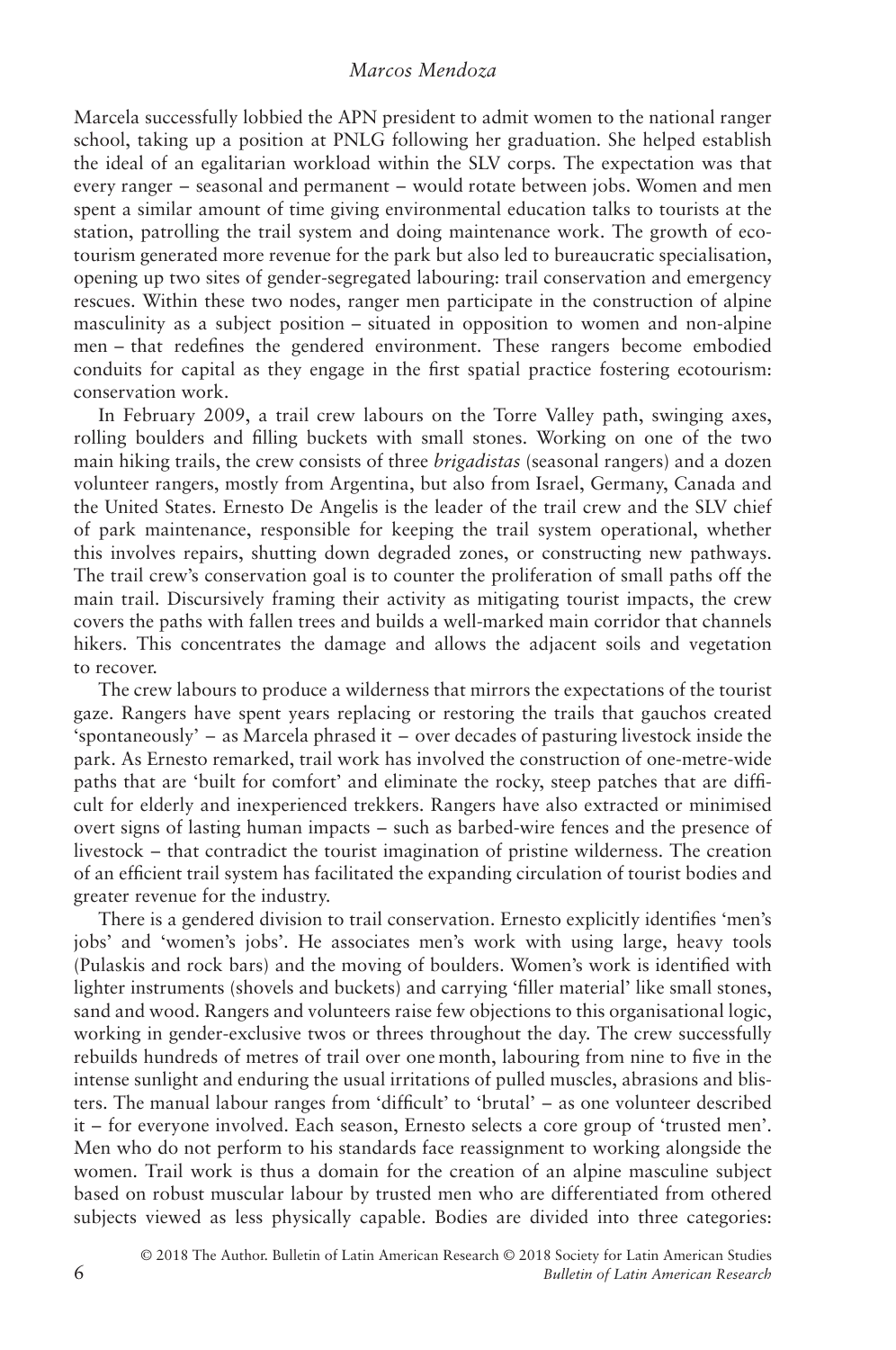Marcela successfully lobbied the APN president to admit women to the national ranger school, taking up a position at PNLG following her graduation. She helped establish the ideal of an egalitarian workload within the SLV corps. The expectation was that every ranger – seasonal and permanent – would rotate between jobs. Women and men spent a similar amount of time giving environmental education talks to tourists at the station, patrolling the trail system and doing maintenance work. The growth of ecotourism generated more revenue for the park but also led to bureaucratic specialisation, opening up two sites of gender-segregated labouring: trail conservation and emergency rescues. Within these two nodes, ranger men participate in the construction of alpine masculinity as a subject position – situated in opposition to women and non-alpine men – that redefines the gendered environment. These rangers become embodied conduits for capital as they engage in the first spatial practice fostering ecotourism: conservation work.

In February 2009, a trail crew labours on the Torre Valley path, swinging axes, rolling boulders and filling buckets with small stones. Working on one of the two main hiking trails, the crew consists of three *brigadistas* (seasonal rangers) and a dozen volunteer rangers, mostly from Argentina, but also from Israel, Germany, Canada and the United States. Ernesto De Angelis is the leader of the trail crew and the SLV chief of park maintenance, responsible for keeping the trail system operational, whether this involves repairs, shutting down degraded zones, or constructing new pathways. The trail crew's conservation goal is to counter the proliferation of small paths off the main trail. Discursively framing their activity as mitigating tourist impacts, the crew covers the paths with fallen trees and builds a well-marked main corridor that channels hikers. This concentrates the damage and allows the adjacent soils and vegetation to recover.

The crew labours to produce a wilderness that mirrors the expectations of the tourist gaze. Rangers have spent years replacing or restoring the trails that gauchos created 'spontaneously' – as Marcela phrased it – over decades of pasturing livestock inside the park. As Ernesto remarked, trail work has involved the construction of one-metre-wide paths that are 'built for comfort' and eliminate the rocky, steep patches that are difficult for elderly and inexperienced trekkers. Rangers have also extracted or minimised overt signs of lasting human impacts – such as barbed-wire fences and the presence of livestock – that contradict the tourist imagination of pristine wilderness. The creation of an efficient trail system has facilitated the expanding circulation of tourist bodies and greater revenue for the industry.

There is a gendered division to trail conservation. Ernesto explicitly identifies 'men's jobs' and 'women's jobs'. He associates men's work with using large, heavy tools (Pulaskis and rock bars) and the moving of boulders. Women's work is identified with lighter instruments (shovels and buckets) and carrying 'filler material' like small stones, sand and wood. Rangers and volunteers raise few objections to this organisational logic, working in gender-exclusive twos or threes throughout the day. The crew successfully rebuilds hundreds of metres of trail over one month, labouring from nine to five in the intense sunlight and enduring the usual irritations of pulled muscles, abrasions and blisters. The manual labour ranges from 'difficult' to 'brutal' – as one volunteer described it – for everyone involved. Each season, Ernesto selects a core group of 'trusted men'. Men who do not perform to his standards face reassignment to working alongside the women. Trail work is thus a domain for the creation of an alpine masculine subject based on robust muscular labour by trusted men who are differentiated from othered subjects viewed as less physically capable. Bodies are divided into three categories: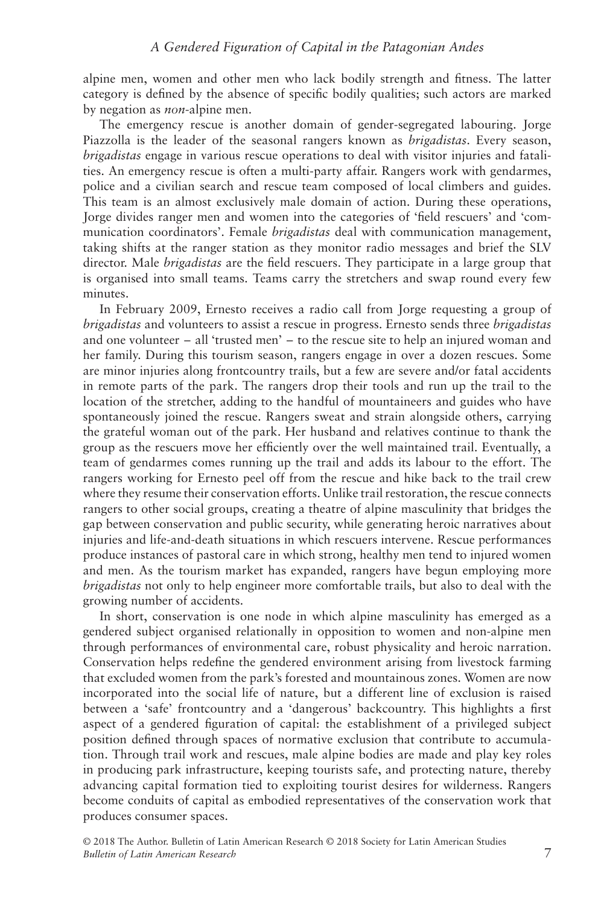alpine men, women and other men who lack bodily strength and fitness. The latter category is defined by the absence of specific bodily qualities; such actors are marked by negation as *non*-alpine men.

The emergency rescue is another domain of gender-segregated labouring. Jorge Piazzolla is the leader of the seasonal rangers known as *brigadistas*. Every season, *brigadistas* engage in various rescue operations to deal with visitor injuries and fatalities. An emergency rescue is often a multi-party affair. Rangers work with gendarmes, police and a civilian search and rescue team composed of local climbers and guides. This team is an almost exclusively male domain of action. During these operations, Jorge divides ranger men and women into the categories of 'field rescuers' and 'communication coordinators'. Female *brigadistas* deal with communication management, taking shifts at the ranger station as they monitor radio messages and brief the SLV director. Male *brigadistas* are the field rescuers. They participate in a large group that is organised into small teams. Teams carry the stretchers and swap round every few minutes.

In February 2009, Ernesto receives a radio call from Jorge requesting a group of *brigadistas* and volunteers to assist a rescue in progress. Ernesto sends three *brigadistas* and one volunteer – all 'trusted men' – to the rescue site to help an injured woman and her family. During this tourism season, rangers engage in over a dozen rescues. Some are minor injuries along frontcountry trails, but a few are severe and/or fatal accidents in remote parts of the park. The rangers drop their tools and run up the trail to the location of the stretcher, adding to the handful of mountaineers and guides who have spontaneously joined the rescue. Rangers sweat and strain alongside others, carrying the grateful woman out of the park. Her husband and relatives continue to thank the group as the rescuers move her efficiently over the well maintained trail. Eventually, a team of gendarmes comes running up the trail and adds its labour to the effort. The rangers working for Ernesto peel off from the rescue and hike back to the trail crew where they resume their conservation efforts. Unlike trail restoration, the rescue connects rangers to other social groups, creating a theatre of alpine masculinity that bridges the gap between conservation and public security, while generating heroic narratives about injuries and life-and-death situations in which rescuers intervene. Rescue performances produce instances of pastoral care in which strong, healthy men tend to injured women and men. As the tourism market has expanded, rangers have begun employing more *brigadistas* not only to help engineer more comfortable trails, but also to deal with the growing number of accidents.

In short, conservation is one node in which alpine masculinity has emerged as a gendered subject organised relationally in opposition to women and non-alpine men through performances of environmental care, robust physicality and heroic narration. Conservation helps redefine the gendered environment arising from livestock farming that excluded women from the park's forested and mountainous zones. Women are now incorporated into the social life of nature, but a different line of exclusion is raised between a 'safe' frontcountry and a 'dangerous' backcountry. This highlights a first aspect of a gendered figuration of capital: the establishment of a privileged subject position defined through spaces of normative exclusion that contribute to accumulation. Through trail work and rescues, male alpine bodies are made and play key roles in producing park infrastructure, keeping tourists safe, and protecting nature, thereby advancing capital formation tied to exploiting tourist desires for wilderness. Rangers become conduits of capital as embodied representatives of the conservation work that produces consumer spaces.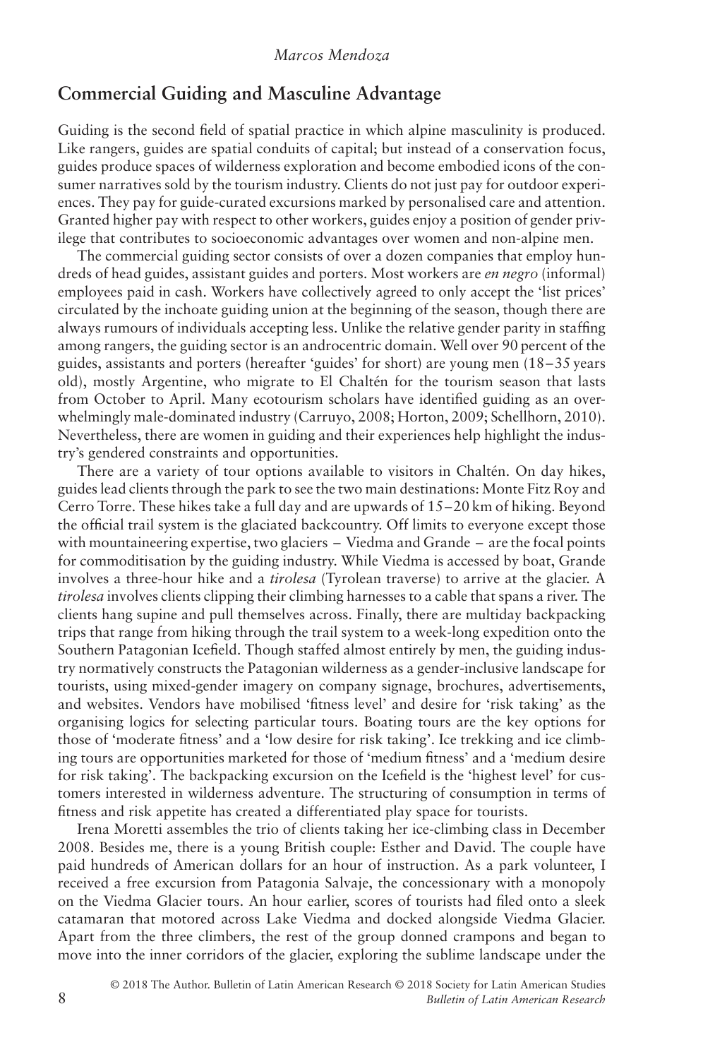## Commercial Guiding and Masculine Advantage

Guiding is the second field of spatial practice in which alpine masculinity is produced. Like rangers, guides are spatial conduits of capital; but instead of a conservation focus, guides produce spaces of wilderness exploration and become embodied icons of the consumer narratives sold by the tourism industry. Clients do not just pay for outdoor experiences. They pay for guide-curated excursions marked by personalised care and attention. Granted higher pay with respect to other workers, guides enjoy a position of gender privilege that contributes to socioeconomic advantages over women and non-alpine men.

The commercial guiding sector consists of over a dozen companies that employ hundreds of head guides, assistant guides and porters. Most workers are *en negro* (informal) employees paid in cash. Workers have collectively agreed to only accept the 'list prices' circulated by the inchoate guiding union at the beginning of the season, though there are always rumours of individuals accepting less. Unlike the relative gender parity in staffing among rangers, the guiding sector is an androcentric domain. Well over 90 percent of the guides, assistants and porters (hereafter 'guides' for short) are young men (18–35 years old), mostly Argentine, who migrate to El Chaltén for the tourism season that lasts from October to April. Many ecotourism scholars have identified guiding as an overwhelmingly male-dominated industry (Carruyo, 2008; Horton, 2009; Schellhorn, 2010). Nevertheless, there are women in guiding and their experiences help highlight the industry's gendered constraints and opportunities.

There are a variety of tour options available to visitors in Chaltén. On day hikes, guides lead clients through the park to see the two main destinations: Monte Fitz Roy and Cerro Torre. These hikes take a full day and are upwards of 15–20 km of hiking. Beyond the official trail system is the glaciated backcountry. Off limits to everyone except those with mountaineering expertise, two glaciers – Viedma and Grande – are the focal points for commoditisation by the guiding industry. While Viedma is accessed by boat, Grande involves a three-hour hike and a *tirolesa* (Tyrolean traverse) to arrive at the glacier. A *tirolesa* involves clients clipping their climbing harnesses to a cable that spans a river. The clients hang supine and pull themselves across. Finally, there are multiday backpacking trips that range from hiking through the trail system to a week-long expedition onto the Southern Patagonian Icefield. Though staffed almost entirely by men, the guiding industry normatively constructs the Patagonian wilderness as a gender-inclusive landscape for tourists, using mixed-gender imagery on company signage, brochures, advertisements, and websites. Vendors have mobilised 'fitness level' and desire for 'risk taking' as the organising logics for selecting particular tours. Boating tours are the key options for those of 'moderate fitness' and a 'low desire for risk taking'. Ice trekking and ice climbing tours are opportunities marketed for those of 'medium fitness' and a 'medium desire for risk taking'. The backpacking excursion on the Icefield is the 'highest level' for customers interested in wilderness adventure. The structuring of consumption in terms of fitness and risk appetite has created a differentiated play space for tourists.

Irena Moretti assembles the trio of clients taking her ice-climbing class in December 2008. Besides me, there is a young British couple: Esther and David. The couple have paid hundreds of American dollars for an hour of instruction. As a park volunteer, I received a free excursion from Patagonia Salvaje, the concessionary with a monopoly on the Viedma Glacier tours. An hour earlier, scores of tourists had filed onto a sleek catamaran that motored across Lake Viedma and docked alongside Viedma Glacier. Apart from the three climbers, the rest of the group donned crampons and began to move into the inner corridors of the glacier, exploring the sublime landscape under the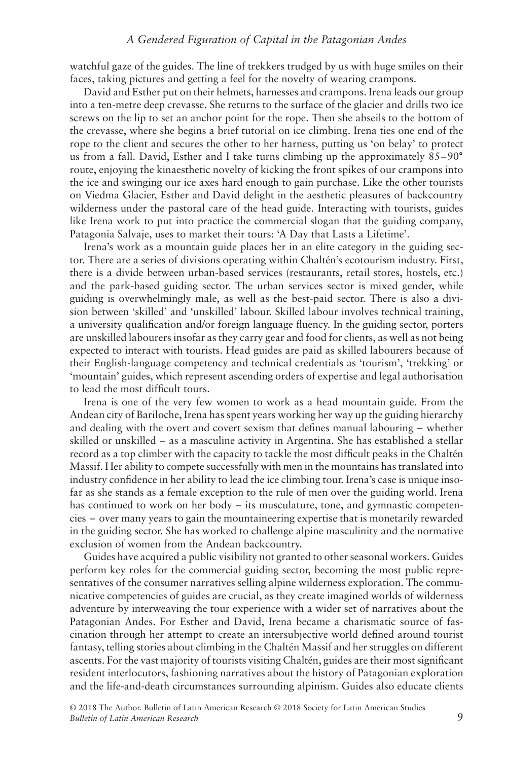watchful gaze of the guides. The line of trekkers trudged by us with huge smiles on their faces, taking pictures and getting a feel for the novelty of wearing crampons.

David and Esther put on their helmets, harnesses and crampons. Irena leads our group into a ten-metre deep crevasse. She returns to the surface of the glacier and drills two ice screws on the lip to set an anchor point for the rope. Then she abseils to the bottom of the crevasse, where she begins a brief tutorial on ice climbing. Irena ties one end of the rope to the client and secures the other to her harness, putting us 'on belay' to protect us from a fall. David, Esther and I take turns climbing up the approximately 85–90° route, enjoying the kinaesthetic novelty of kicking the front spikes of our crampons into the ice and swinging our ice axes hard enough to gain purchase. Like the other tourists on Viedma Glacier, Esther and David delight in the aesthetic pleasures of backcountry wilderness under the pastoral care of the head guide. Interacting with tourists, guides like Irena work to put into practice the commercial slogan that the guiding company, Patagonia Salvaje, uses to market their tours: 'A Day that Lasts a Lifetime'.

Irena's work as a mountain guide places her in an elite category in the guiding sector. There are a series of divisions operating within Chaltén's ecotourism industry. First, there is a divide between urban-based services (restaurants, retail stores, hostels, etc.) and the park-based guiding sector. The urban services sector is mixed gender, while guiding is overwhelmingly male, as well as the best-paid sector. There is also a division between 'skilled' and 'unskilled' labour. Skilled labour involves technical training, a university qualification and/or foreign language fluency. In the guiding sector, porters are unskilled labourers insofar as they carry gear and food for clients, as well as not being expected to interact with tourists. Head guides are paid as skilled labourers because of their English-language competency and technical credentials as 'tourism', 'trekking' or 'mountain' guides, which represent ascending orders of expertise and legal authorisation to lead the most difficult tours.

Irena is one of the very few women to work as a head mountain guide. From the Andean city of Bariloche, Irena has spent years working her way up the guiding hierarchy and dealing with the overt and covert sexism that defines manual labouring – whether skilled or unskilled – as a masculine activity in Argentina. She has established a stellar record as a top climber with the capacity to tackle the most difficult peaks in the Chaltén Massif. Her ability to compete successfully with men in the mountains has translated into industry confidence in her ability to lead the ice climbing tour. Irena's case is unique insofar as she stands as a female exception to the rule of men over the guiding world. Irena has continued to work on her body – its musculature, tone, and gymnastic competencies – over many years to gain the mountaineering expertise that is monetarily rewarded in the guiding sector. She has worked to challenge alpine masculinity and the normative exclusion of women from the Andean backcountry.

Guides have acquired a public visibility not granted to other seasonal workers. Guides perform key roles for the commercial guiding sector, becoming the most public representatives of the consumer narratives selling alpine wilderness exploration. The communicative competencies of guides are crucial, as they create imagined worlds of wilderness adventure by interweaving the tour experience with a wider set of narratives about the Patagonian Andes. For Esther and David, Irena became a charismatic source of fascination through her attempt to create an intersubjective world defined around tourist fantasy, telling stories about climbing in the Chaltén Massif and her struggles on different ascents. For the vast majority of tourists visiting Chaltén, guides are their most significant resident interlocutors, fashioning narratives about the history of Patagonian exploration and the life-and-death circumstances surrounding alpinism. Guides also educate clients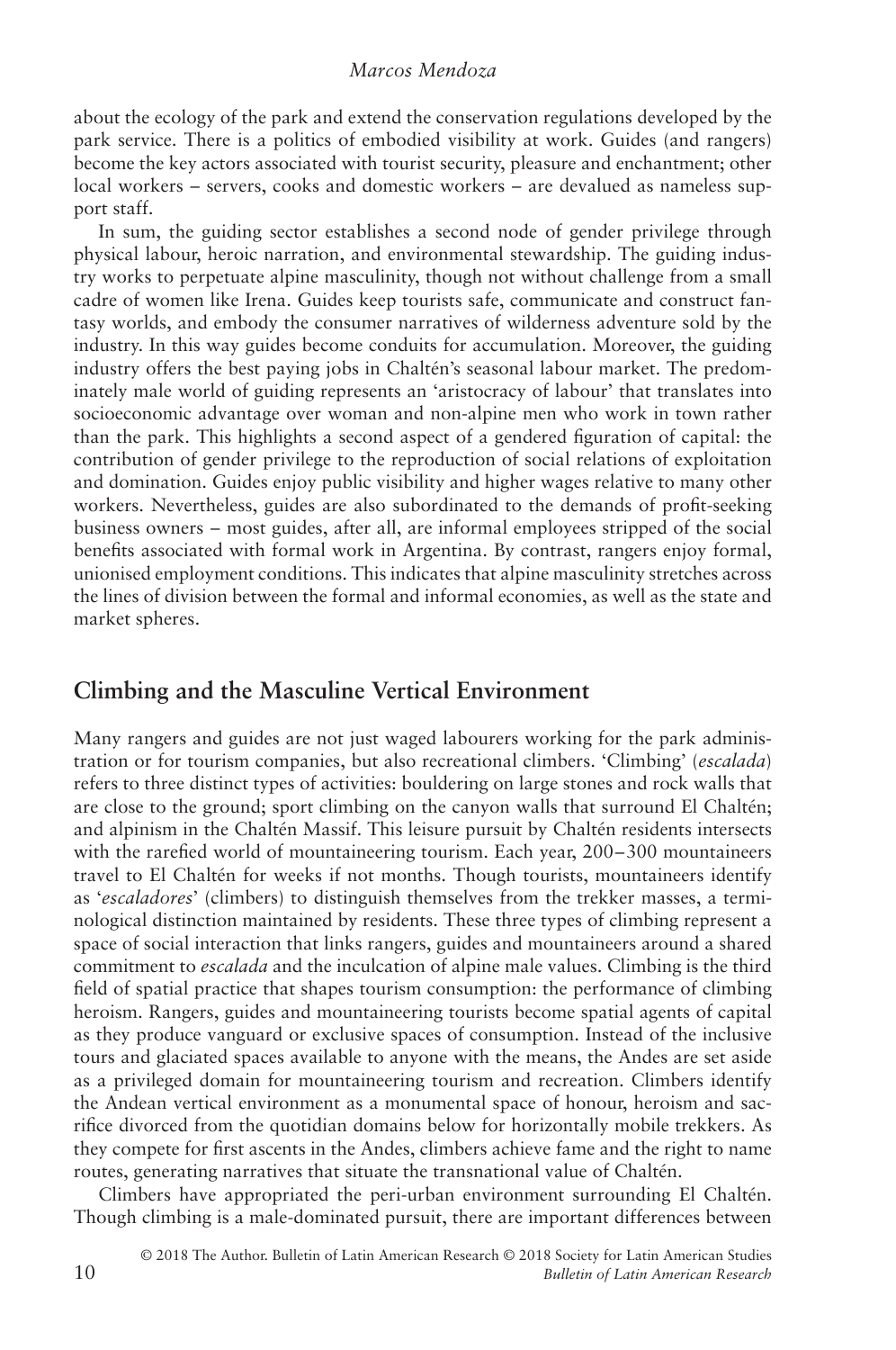about the ecology of the park and extend the conservation regulations developed by the park service. There is a politics of embodied visibility at work. Guides (and rangers) become the key actors associated with tourist security, pleasure and enchantment; other local workers – servers, cooks and domestic workers – are devalued as nameless support staff.

In sum, the guiding sector establishes a second node of gender privilege through physical labour, heroic narration, and environmental stewardship. The guiding industry works to perpetuate alpine masculinity, though not without challenge from a small cadre of women like Irena. Guides keep tourists safe, communicate and construct fantasy worlds, and embody the consumer narratives of wilderness adventure sold by the industry. In this way guides become conduits for accumulation. Moreover, the guiding industry offers the best paying jobs in Chaltén's seasonal labour market. The predominately male world of guiding represents an 'aristocracy of labour' that translates into socioeconomic advantage over woman and non-alpine men who work in town rather than the park. This highlights a second aspect of a gendered figuration of capital: the contribution of gender privilege to the reproduction of social relations of exploitation and domination. Guides enjoy public visibility and higher wages relative to many other workers. Nevertheless, guides are also subordinated to the demands of profit-seeking business owners – most guides, after all, are informal employees stripped of the social benefits associated with formal work in Argentina. By contrast, rangers enjoy formal, unionised employment conditions. This indicates that alpine masculinity stretches across the lines of division between the formal and informal economies, as well as the state and market spheres.

## Climbing and the Masculine Vertical Environment

Many rangers and guides are not just waged labourers working for the park administration or for tourism companies, but also recreational climbers. 'Climbing' (*escalada*) refers to three distinct types of activities: bouldering on large stones and rock walls that are close to the ground; sport climbing on the canyon walls that surround El Chaltén; and alpinism in the Chaltén Massif. This leisure pursuit by Chaltén residents intersects with the rarefied world of mountaineering tourism. Each year, 200–300 mountaineers travel to El Chaltén for weeks if not months. Though tourists, mountaineers identify as '*escaladores*' (climbers) to distinguish themselves from the trekker masses, a terminological distinction maintained by residents. These three types of climbing represent a space of social interaction that links rangers, guides and mountaineers around a shared commitment to *escalada* and the inculcation of alpine male values. Climbing is the third field of spatial practice that shapes tourism consumption: the performance of climbing heroism. Rangers, guides and mountaineering tourists become spatial agents of capital as they produce vanguard or exclusive spaces of consumption. Instead of the inclusive tours and glaciated spaces available to anyone with the means, the Andes are set aside as a privileged domain for mountaineering tourism and recreation. Climbers identify the Andean vertical environment as a monumental space of honour, heroism and sacrifice divorced from the quotidian domains below for horizontally mobile trekkers. As they compete for first ascents in the Andes, climbers achieve fame and the right to name routes, generating narratives that situate the transnational value of Chaltén.

Climbers have appropriated the peri-urban environment surrounding El Chaltén. Though climbing is a male-dominated pursuit, there are important differences between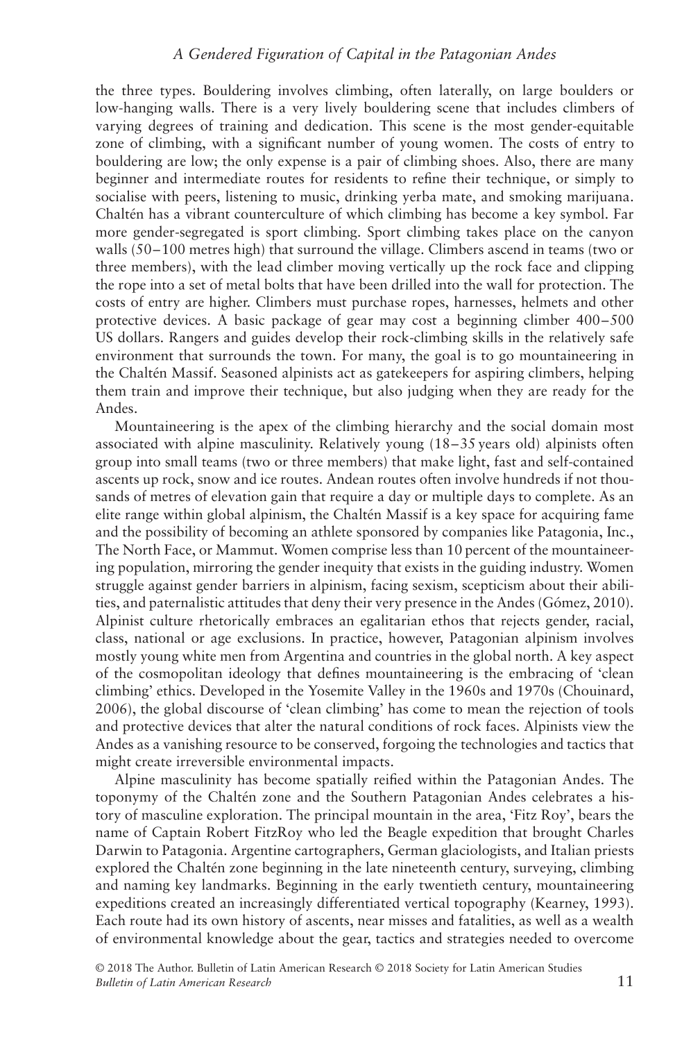the three types. Bouldering involves climbing, often laterally, on large boulders or low-hanging walls. There is a very lively bouldering scene that includes climbers of varying degrees of training and dedication. This scene is the most gender-equitable zone of climbing, with a significant number of young women. The costs of entry to bouldering are low; the only expense is a pair of climbing shoes. Also, there are many beginner and intermediate routes for residents to refine their technique, or simply to socialise with peers, listening to music, drinking yerba mate, and smoking marijuana. Chaltén has a vibrant counterculture of which climbing has become a key symbol. Far more gender-segregated is sport climbing. Sport climbing takes place on the canyon walls (50–100 metres high) that surround the village. Climbers ascend in teams (two or three members), with the lead climber moving vertically up the rock face and clipping the rope into a set of metal bolts that have been drilled into the wall for protection. The costs of entry are higher. Climbers must purchase ropes, harnesses, helmets and other protective devices. A basic package of gear may cost a beginning climber 400–500 US dollars. Rangers and guides develop their rock-climbing skills in the relatively safe environment that surrounds the town. For many, the goal is to go mountaineering in the Chaltén Massif. Seasoned alpinists act as gatekeepers for aspiring climbers, helping them train and improve their technique, but also judging when they are ready for the Andes.

Mountaineering is the apex of the climbing hierarchy and the social domain most associated with alpine masculinity. Relatively young (18–35 years old) alpinists often group into small teams (two or three members) that make light, fast and self-contained ascents up rock, snow and ice routes. Andean routes often involve hundreds if not thousands of metres of elevation gain that require a day or multiple days to complete. As an elite range within global alpinism, the Chaltén Massif is a key space for acquiring fame and the possibility of becoming an athlete sponsored by companies like Patagonia, Inc., The North Face, or Mammut. Women comprise less than 10 percent of the mountaineering population, mirroring the gender inequity that exists in the guiding industry. Women struggle against gender barriers in alpinism, facing sexism, scepticism about their abilities, and paternalistic attitudes that deny their very presence in the Andes (Gómez, 2010). Alpinist culture rhetorically embraces an egalitarian ethos that rejects gender, racial, class, national or age exclusions. In practice, however, Patagonian alpinism involves mostly young white men from Argentina and countries in the global north. A key aspect of the cosmopolitan ideology that defines mountaineering is the embracing of 'clean climbing' ethics. Developed in the Yosemite Valley in the 1960s and 1970s (Chouinard, 2006), the global discourse of 'clean climbing' has come to mean the rejection of tools and protective devices that alter the natural conditions of rock faces. Alpinists view the Andes as a vanishing resource to be conserved, forgoing the technologies and tactics that might create irreversible environmental impacts.

Alpine masculinity has become spatially reified within the Patagonian Andes. The toponymy of the Chaltén zone and the Southern Patagonian Andes celebrates a history of masculine exploration. The principal mountain in the area, 'Fitz Roy', bears the name of Captain Robert FitzRoy who led the Beagle expedition that brought Charles Darwin to Patagonia. Argentine cartographers, German glaciologists, and Italian priests explored the Chaltén zone beginning in the late nineteenth century, surveying, climbing and naming key landmarks. Beginning in the early twentieth century, mountaineering expeditions created an increasingly differentiated vertical topography (Kearney, 1993). Each route had its own history of ascents, near misses and fatalities, as well as a wealth of environmental knowledge about the gear, tactics and strategies needed to overcome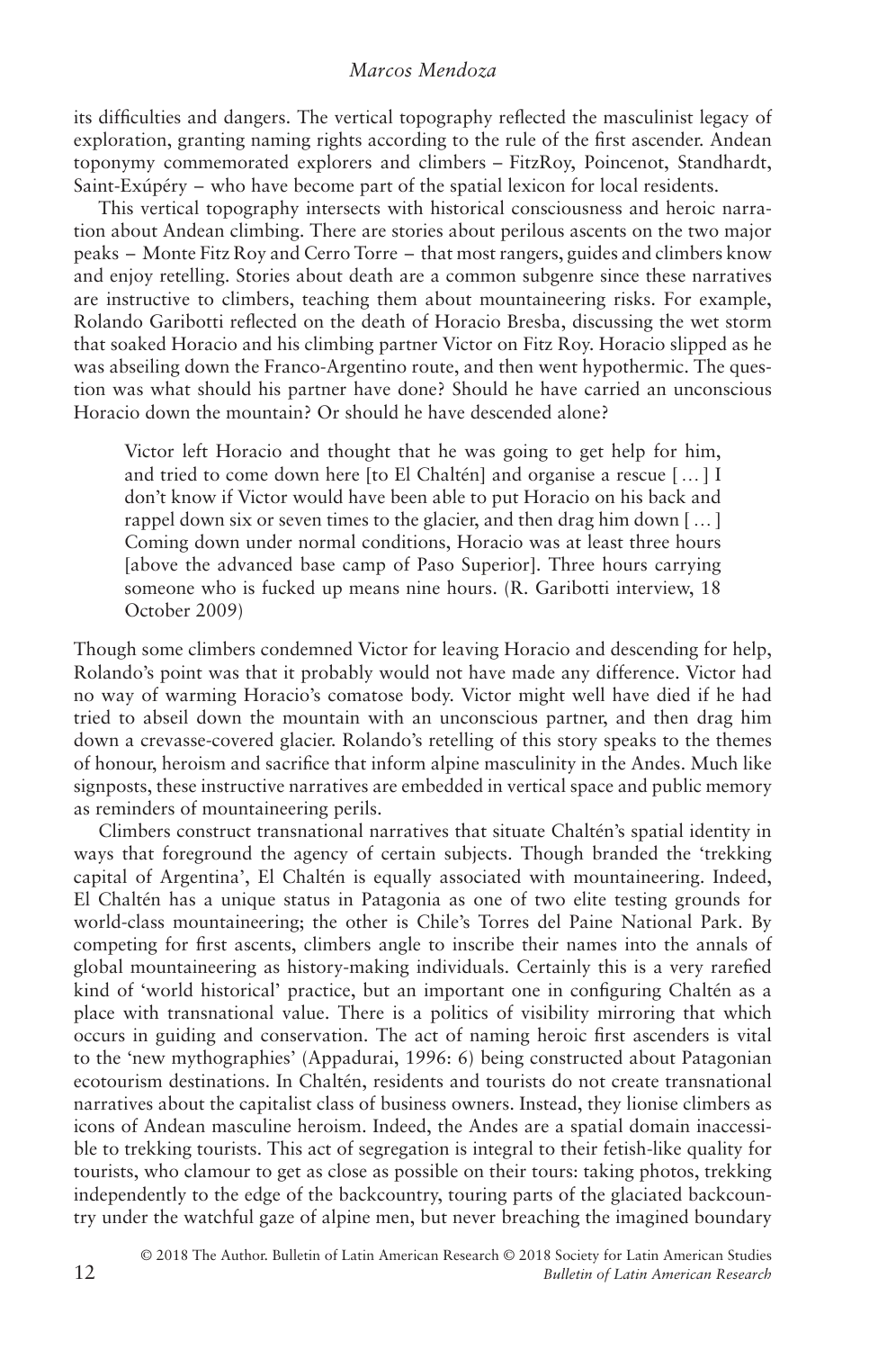its difficulties and dangers. The vertical topography reflected the masculinist legacy of exploration, granting naming rights according to the rule of the first ascender. Andean toponymy commemorated explorers and climbers – FitzRoy, Poincenot, Standhardt, Saint-Exúpéry – who have become part of the spatial lexicon for local residents.

This vertical topography intersects with historical consciousness and heroic narration about Andean climbing. There are stories about perilous ascents on the two major peaks – Monte Fitz Roy and Cerro Torre – that most rangers, guides and climbers know and enjoy retelling. Stories about death are a common subgenre since these narratives are instructive to climbers, teaching them about mountaineering risks. For example, Rolando Garibotti reflected on the death of Horacio Bresba, discussing the wet storm that soaked Horacio and his climbing partner Victor on Fitz Roy. Horacio slipped as he was abseiling down the Franco-Argentino route, and then went hypothermic. The question was what should his partner have done? Should he have carried an unconscious Horacio down the mountain? Or should he have descended alone?

> Victor left Horacio and thought that he was going to get help for him, and tried to come down here [to El Chaltén] and organise a rescue [ … ] I don't know if Victor would have been able to put Horacio on his back and rappel down six or seven times to the glacier, and then drag him down [ … ] Coming down under normal conditions, Horacio was at least three hours [above the advanced base camp of Paso Superior]. Three hours carrying someone who is fucked up means nine hours. (R. Garibotti interview, 18 October 2009)

Though some climbers condemned Victor for leaving Horacio and descending for help, Rolando's point was that it probably would not have made any difference. Victor had no way of warming Horacio's comatose body. Victor might well have died if he had tried to abseil down the mountain with an unconscious partner, and then drag him down a crevasse-covered glacier. Rolando's retelling of this story speaks to the themes of honour, heroism and sacrifice that inform alpine masculinity in the Andes. Much like signposts, these instructive narratives are embedded in vertical space and public memory as reminders of mountaineering perils.

Climbers construct transnational narratives that situate Chaltén's spatial identity in ways that foreground the agency of certain subjects. Though branded the 'trekking capital of Argentina', El Chaltén is equally associated with mountaineering. Indeed, El Chaltén has a unique status in Patagonia as one of two elite testing grounds for world-class mountaineering; the other is Chile's Torres del Paine National Park. By competing for first ascents, climbers angle to inscribe their names into the annals of global mountaineering as history-making individuals. Certainly this is a very rarefied kind of 'world historical' practice, but an important one in configuring Chaltén as a place with transnational value. There is a politics of visibility mirroring that which occurs in guiding and conservation. The act of naming heroic first ascenders is vital to the 'new mythographies' (Appadurai, 1996: 6) being constructed about Patagonian ecotourism destinations. In Chaltén, residents and tourists do not create transnational narratives about the capitalist class of business owners. Instead, they lionise climbers as icons of Andean masculine heroism. Indeed, the Andes are a spatial domain inaccessible to trekking tourists. This act of segregation is integral to their fetish-like quality for tourists, who clamour to get as close as possible on their tours: taking photos, trekking independently to the edge of the backcountry, touring parts of the glaciated backcountry under the watchful gaze of alpine men, but never breaching the imagined boundary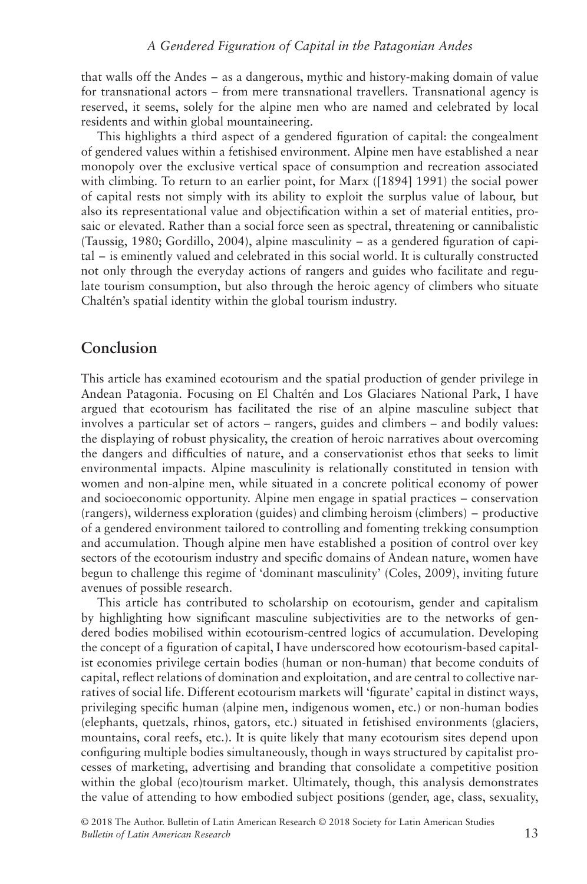that walls off the Andes – as a dangerous, mythic and history-making domain of value for transnational actors – from mere transnational travellers. Transnational agency is reserved, it seems, solely for the alpine men who are named and celebrated by local residents and within global mountaineering.

This highlights a third aspect of a gendered figuration of capital: the congealment of gendered values within a fetishised environment. Alpine men have established a near monopoly over the exclusive vertical space of consumption and recreation associated with climbing. To return to an earlier point, for Marx ([1894] 1991) the social power of capital rests not simply with its ability to exploit the surplus value of labour, but also its representational value and objectification within a set of material entities, prosaic or elevated. Rather than a social force seen as spectral, threatening or cannibalistic (Taussig, 1980; Gordillo, 2004), alpine masculinity – as a gendered figuration of capital – is eminently valued and celebrated in this social world. It is culturally constructed not only through the everyday actions of rangers and guides who facilitate and regulate tourism consumption, but also through the heroic agency of climbers who situate Chaltén's spatial identity within the global tourism industry.

## Conclusion

This article has examined ecotourism and the spatial production of gender privilege in Andean Patagonia. Focusing on El Chaltén and Los Glaciares National Park, I have argued that ecotourism has facilitated the rise of an alpine masculine subject that involves a particular set of actors – rangers, guides and climbers – and bodily values: the displaying of robust physicality, the creation of heroic narratives about overcoming the dangers and difficulties of nature, and a conservationist ethos that seeks to limit environmental impacts. Alpine masculinity is relationally constituted in tension with women and non-alpine men, while situated in a concrete political economy of power and socioeconomic opportunity. Alpine men engage in spatial practices – conservation (rangers), wilderness exploration (guides) and climbing heroism (climbers) – productive of a gendered environment tailored to controlling and fomenting trekking consumption and accumulation. Though alpine men have established a position of control over key sectors of the ecotourism industry and specific domains of Andean nature, women have begun to challenge this regime of 'dominant masculinity' (Coles, 2009), inviting future avenues of possible research.

This article has contributed to scholarship on ecotourism, gender and capitalism by highlighting how significant masculine subjectivities are to the networks of gendered bodies mobilised within ecotourism-centred logics of accumulation. Developing the concept of a figuration of capital, I have underscored how ecotourism-based capitalist economies privilege certain bodies (human or non-human) that become conduits of capital, reflect relations of domination and exploitation, and are central to collective narratives of social life. Different ecotourism markets will 'figurate' capital in distinct ways, privileging specific human (alpine men, indigenous women, etc.) or non-human bodies (elephants, quetzals, rhinos, gators, etc.) situated in fetishised environments (glaciers, mountains, coral reefs, etc.). It is quite likely that many ecotourism sites depend upon configuring multiple bodies simultaneously, though in ways structured by capitalist processes of marketing, advertising and branding that consolidate a competitive position within the global (eco)tourism market. Ultimately, though, this analysis demonstrates the value of attending to how embodied subject positions (gender, age, class, sexuality,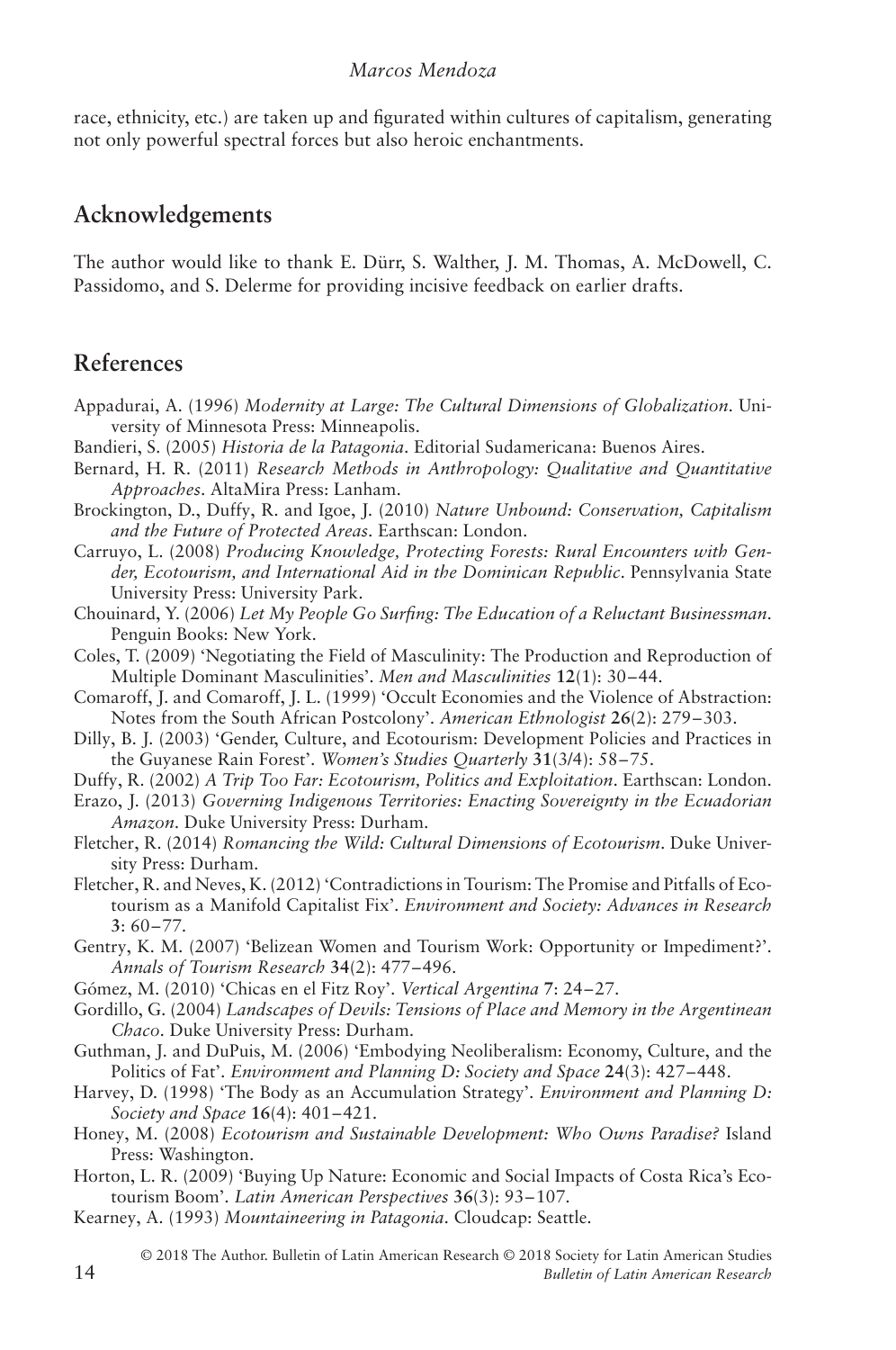race, ethnicity, etc.) are taken up and figurated within cultures of capitalism, generating not only powerful spectral forces but also heroic enchantments.

## Acknowledgements

The author would like to thank E. Dürr, S. Walther, J. M. Thomas, A. McDowell, C. Passidomo, and S. Delerme for providing incisive feedback on earlier drafts.

## References

Appadurai, A. (1996) *Modernity at Large: The Cultural Dimensions of Globalization*. University of Minnesota Press: Minneapolis.

Bandieri, S. (2005) *Historia de la Patagonia*. Editorial Sudamericana: Buenos Aires.

Bernard, H. R. (2011) *Research Methods in Anthropology: Qualitative and Quantitative Approaches*. AltaMira Press: Lanham.

Brockington, D., Duffy, R. and Igoe, J. (2010) *Nature Unbound: Conservation, Capitalism and the Future of Protected Areas*. Earthscan: London.

Carruyo, L. (2008) *Producing Knowledge, Protecting Forests: Rural Encounters with Gender, Ecotourism, and International Aid in the Dominican Republic*. Pennsylvania State University Press: University Park.

Chouinard, Y. (2006) *Let My People Go Surfing: The Education of a Reluctant Businessman*. Penguin Books: New York.

Coles, T. (2009) 'Negotiating the Field of Masculinity: The Production and Reproduction of Multiple Dominant Masculinities'. *Men and Masculinities* **12**(1): 30–44.

Comaroff, J. and Comaroff, J. L. (1999) 'Occult Economies and the Violence of Abstraction: Notes from the South African Postcolony'. *American Ethnologist* **26**(2): 279–303.

Dilly, B. J. (2003) 'Gender, Culture, and Ecotourism: Development Policies and Practices in the Guyanese Rain Forest'. *Women's Studies Quarterly* **31**(3/4): 58–75.

Duffy, R. (2002) *A Trip Too Far: Ecotourism, Politics and Exploitation*. Earthscan: London.

Erazo, J. (2013) *Governing Indigenous Territories: Enacting Sovereignty in the Ecuadorian Amazon*. Duke University Press: Durham.

Fletcher, R. (2014) *Romancing the Wild: Cultural Dimensions of Ecotourism*. Duke University Press: Durham.

Fletcher, R. and Neves, K. (2012) 'Contradictions in Tourism: The Promise and Pitfalls of Ecotourism as a Manifold Capitalist Fix'. *Environment and Society: Advances in Research* **3**: 60–77.

Gentry, K. M. (2007) 'Belizean Women and Tourism Work: Opportunity or Impediment?'. *Annals of Tourism Research* **34**(2): 477–496.

Gómez, M. (2010) 'Chicas en el Fitz Roy'. *Vertical Argentina* **7**: 24–27.

Gordillo, G. (2004) *Landscapes of Devils: Tensions of Place and Memory in the Argentinean Chaco*. Duke University Press: Durham.

Guthman, J. and DuPuis, M. (2006) 'Embodying Neoliberalism: Economy, Culture, and the Politics of Fat'. *Environment and Planning D: Society and Space* **24**(3): 427–448.

Harvey, D. (1998) 'The Body as an Accumulation Strategy'. *Environment and Planning D: Society and Space* **16**(4): 401–421.

Honey, M. (2008) *Ecotourism and Sustainable Development: Who Owns Paradise?* Island Press: Washington.

Horton, L. R. (2009) 'Buying Up Nature: Economic and Social Impacts of Costa Rica's Ecotourism Boom'. *Latin American Perspectives* **36**(3): 93–107.

Kearney, A. (1993) *Mountaineering in Patagonia*. Cloudcap: Seattle.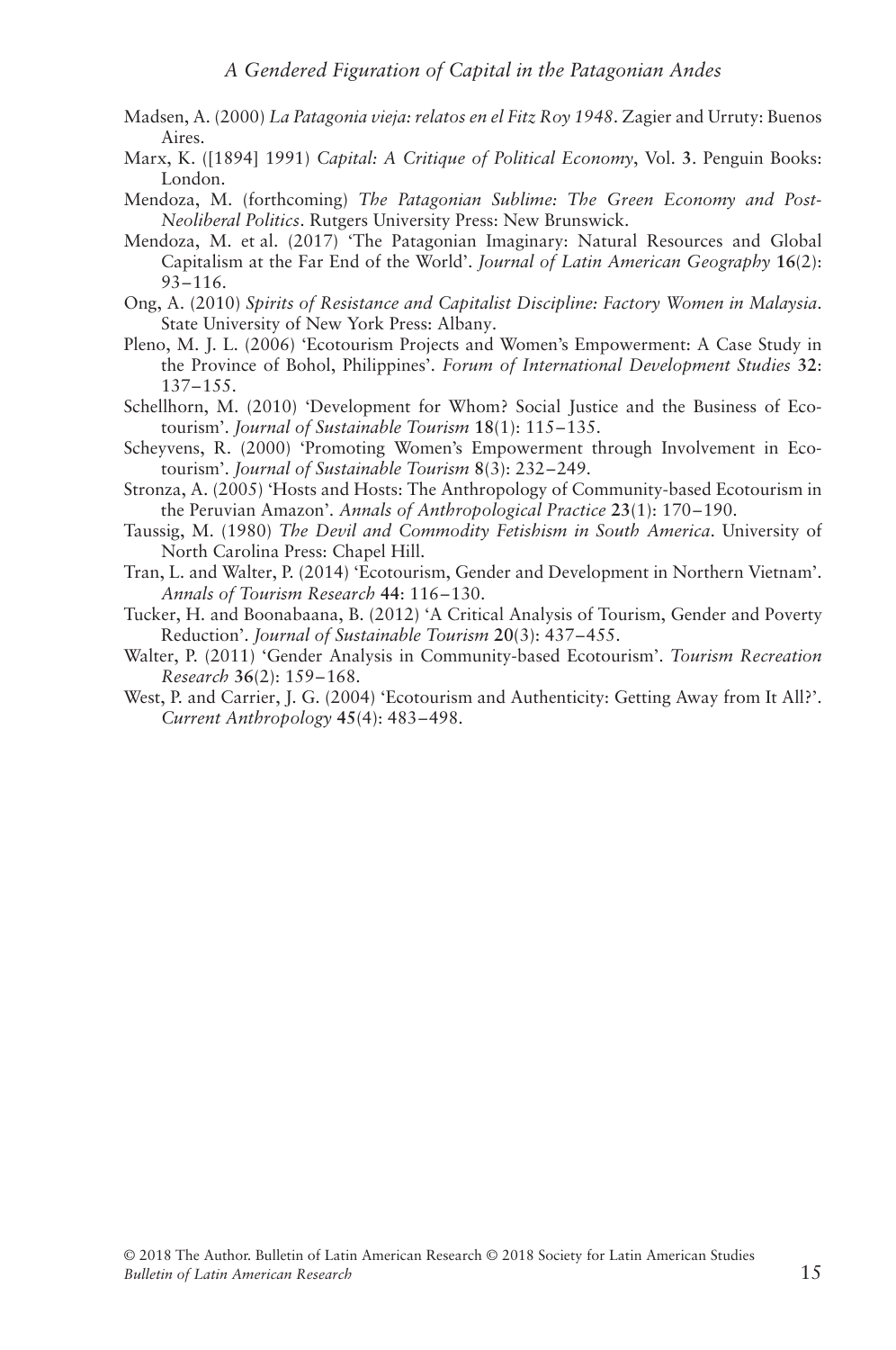Madsen, A. (2000) *La Patagonia vieja: relatos en el Fitz Roy 1948*. Zagier and Urruty: Buenos Aires.

Marx, K. ([1894] 1991) *Capital: A Critique of Political Economy*, Vol. **3**. Penguin Books: London.

Mendoza, M. (forthcoming) *The Patagonian Sublime: The Green Economy and Post-Neoliberal Politics*. Rutgers University Press: New Brunswick.

Mendoza, M. et al. (2017) 'The Patagonian Imaginary: Natural Resources and Global Capitalism at the Far End of the World'. *Journal of Latin American Geography* **16**(2): 93–116.

Ong, A. (2010) *Spirits of Resistance and Capitalist Discipline: Factory Women in Malaysia*. State University of New York Press: Albany.

Pleno, M. J. L. (2006) 'Ecotourism Projects and Women's Empowerment: A Case Study in the Province of Bohol, Philippines'. *Forum of International Development Studies* **32**: 137–155.

Schellhorn, M. (2010) 'Development for Whom? Social Justice and the Business of Ecotourism'. *Journal of Sustainable Tourism* **18**(1): 115–135.

Scheyvens, R. (2000) 'Promoting Women's Empowerment through Involvement in Ecotourism'. *Journal of Sustainable Tourism* **8**(3): 232–249.

Stronza, A. (2005) 'Hosts and Hosts: The Anthropology of Community-based Ecotourism in the Peruvian Amazon'. *Annals of Anthropological Practice* **23**(1): 170–190.

Taussig, M. (1980) *The Devil and Commodity Fetishism in South America*. University of North Carolina Press: Chapel Hill.

Tran, L. and Walter, P. (2014) 'Ecotourism, Gender and Development in Northern Vietnam'. *Annals of Tourism Research* **44**: 116–130.

Tucker, H. and Boonabaana, B. (2012) 'A Critical Analysis of Tourism, Gender and Poverty Reduction'. *Journal of Sustainable Tourism* **20**(3): 437–455.

Walter, P. (2011) 'Gender Analysis in Community-based Ecotourism'. *Tourism Recreation Research* **36**(2): 159–168.

West, P. and Carrier, J. G. (2004) 'Ecotourism and Authenticity: Getting Away from It All?'. *Current Anthropology* **45**(4): 483–498.